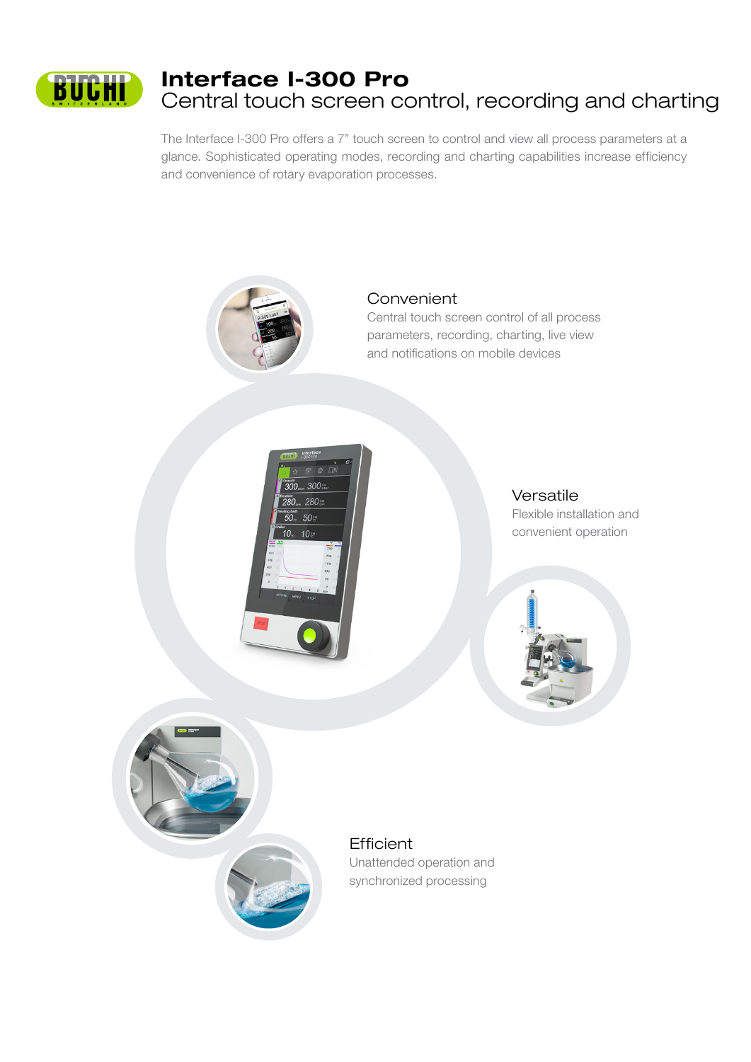# Interface I-300 Pro

## Central touch screen control, recording and charting

The Interface I-300 Pro offers a 7" touch screen to control and view all process parameters at a glance. Sophisticated operating modes, recording and charting capabilities increase efficiency and convenience of rotary evaporation processes.

### Convenient

Central touch screen control of all process parameters, recording, charting, live view and notifications on mobile devices

### Versatile

Flexible installation and convenient operation

### Efficient

Unattended operation and synchronized processing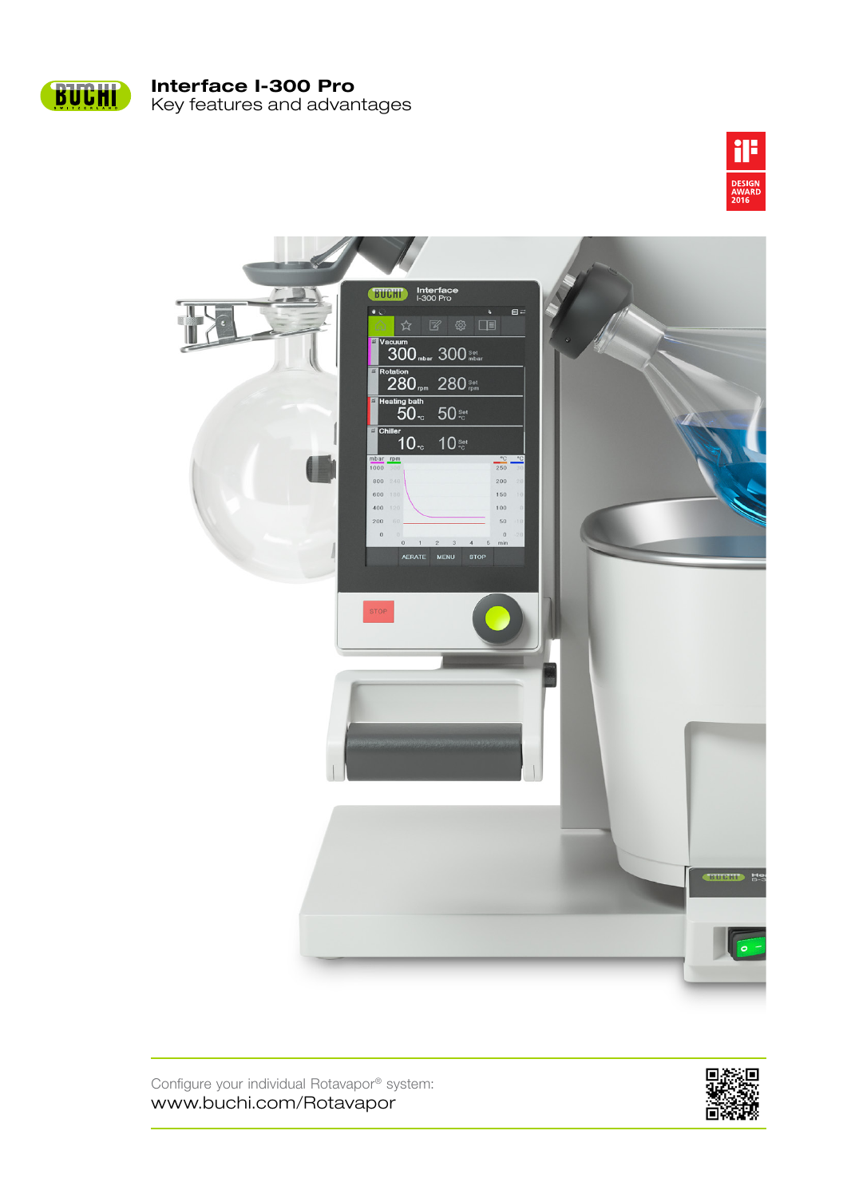# Interface I-300 Pro

Key features and advantages

Configure your individual Rotavapor® system:
www.buchi.com/Rotavapor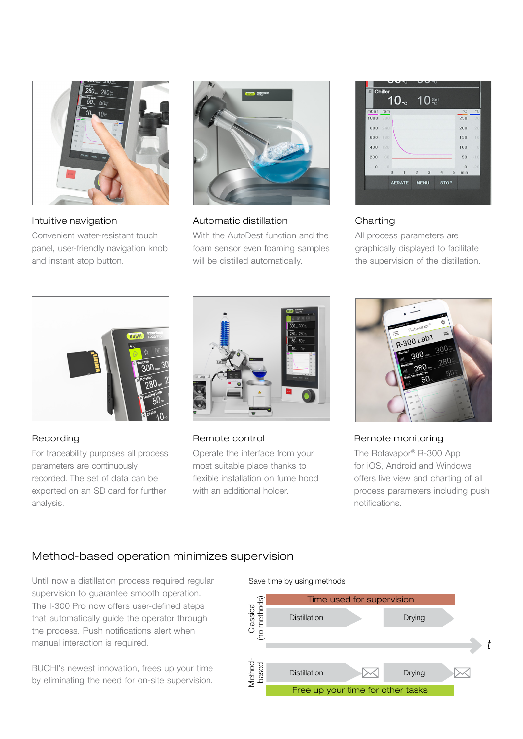### Intuitive navigation

Convenient water-resistant touch panel, user-friendly navigation knob and instant stop button.

### Automatic distillation

With the AutoDest function and the foam sensor even foaming samples will be distilled automatically.

### Charting

All process parameters are graphically displayed to facilitate the supervision of the distillation.

### Recording

For traceability purposes all process parameters are continuously recorded. The set of data can be exported on an SD card for further analysis.

### Remote control

Operate the interface from your most suitable place thanks to flexible installation on fume hood with an additional holder.

### Remote monitoring

The Rotavapor® R-300 App for iOS, Android and Windows offers live view and charting of all process parameters including push notifications.

## Method-based operation minimizes supervision

Until now a distillation process required regular supervision to guarantee smooth operation. The I-300 Pro now offers user-defined steps that automatically guide the operator through the process. Push notifications alert when manual interaction is required.

BUCHI's newest innovation, frees up your time by eliminating the need for on-site supervision.

Save time by using methods

Classical (no methods): Time used for supervision — Distillation → Drying

Method-based: Distillation → Drying — Free up your time for other tasks

*t*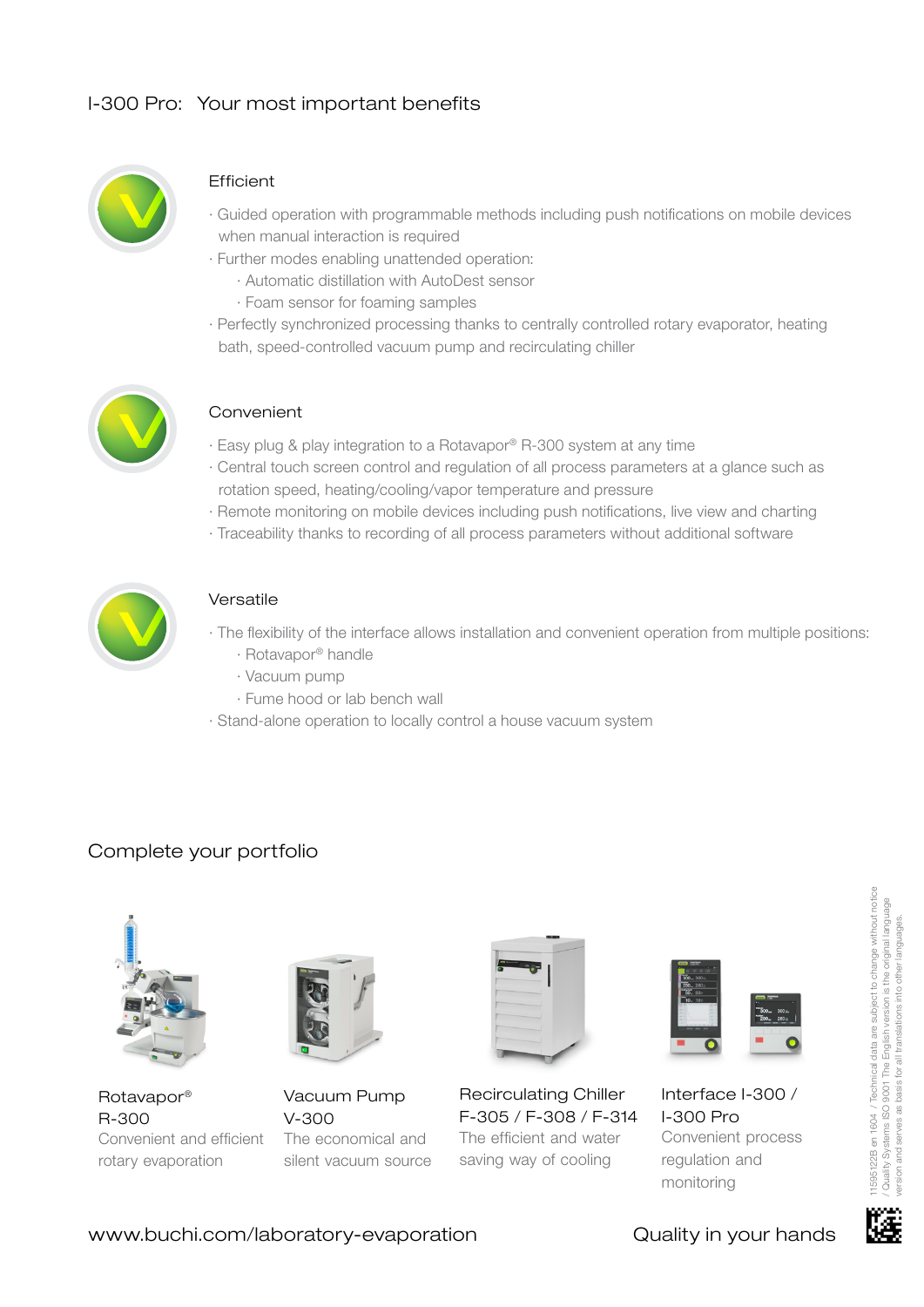## I-300 Pro: Your most important benefits

### Efficient

- Guided operation with programmable methods including push notifications on mobile devices when manual interaction is required
- Further modes enabling unattended operation:
  - Automatic distillation with AutoDest sensor
  - Foam sensor for foaming samples
- Perfectly synchronized processing thanks to centrally controlled rotary evaporator, heating bath, speed-controlled vacuum pump and recirculating chiller

### Convenient

- Easy plug & play integration to a Rotavapor® R-300 system at any time
- Central touch screen control and regulation of all process parameters at a glance such as rotation speed, heating/cooling/vapor temperature and pressure
- Remote monitoring on mobile devices including push notifications, live view and charting
- Traceability thanks to recording of all process parameters without additional software

### Versatile

- The flexibility of the interface allows installation and convenient operation from multiple positions:
  - Rotavapor® handle
  - Vacuum pump
  - Fume hood or lab bench wall
- Stand-alone operation to locally control a house vacuum system

## Complete your portfolio

**Rotavapor® R-300**
Convenient and efficient rotary evaporation

**Vacuum Pump V-300**
The economical and silent vacuum source

**Recirculating Chiller F-305 / F-308 / F-314**
The efficient and water saving way of cooling

**Interface I-300 / I-300 Pro**
Convenient process regulation and monitoring

11595122B en 1604 / Technical data are subject to change without notice / Quality Systems ISO 9001 The English version is the original language version and serves as basis for all translations into other languages.

www.buchi.com/laboratory-evaporation

Quality in your hands